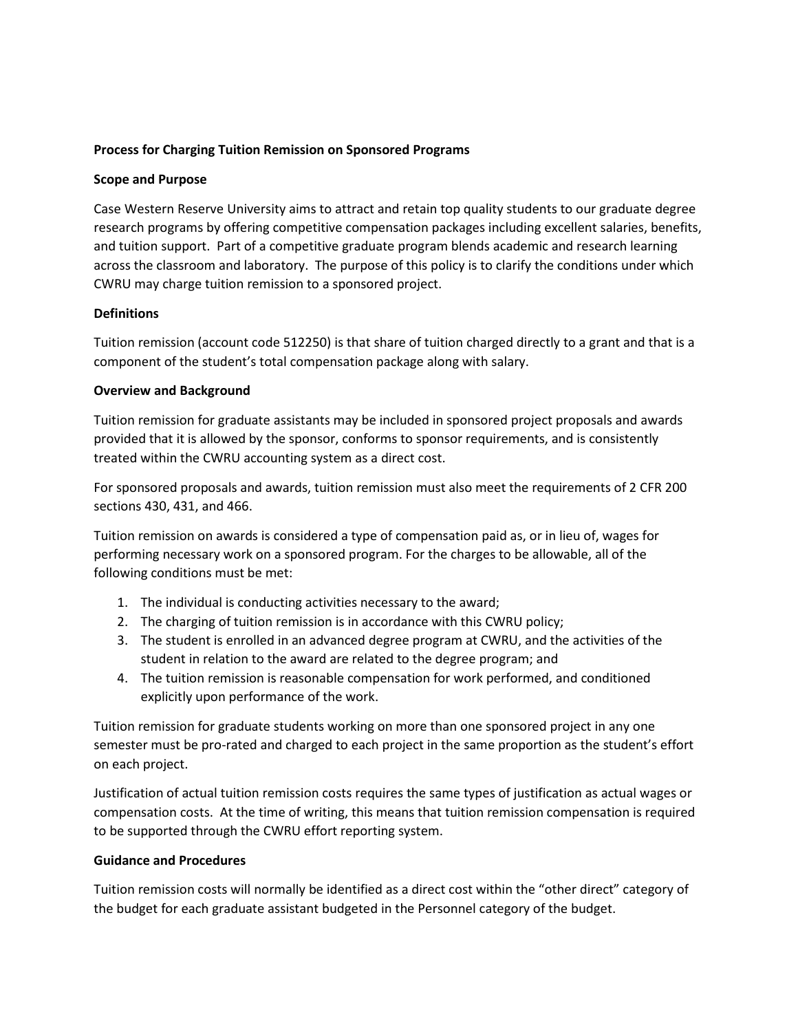**Process for Charging Tuition Remission on Sponsored Programs**

**Scope and Purpose**

Case Western Reserve University aims to attract and retain top quality students to our graduate degree research programs by offering competitive compensation packages including excellent salaries, benefits, and tuition support. Part of a competitive graduate program blends academic and research learning across the classroom and laboratory. The purpose of this policy is to clarify the conditions under which CWRU may charge tuition remission to a sponsored project.

**Definitions**

Tuition remission (account code 512250) is that share of tuition charged directly to a grant and that is a component of the student's total compensation package along with salary.

**Overview and Background**

Tuition remission for graduate assistants may be included in sponsored project proposals and awards provided that it is allowed by the sponsor, conforms to sponsor requirements, and is consistently treated within the CWRU accounting system as a direct cost.

For sponsored proposals and awards, tuition remission must also meet the requirements of 2 CFR 200 sections 430, 431, and 466.

Tuition remission on awards is considered a type of compensation paid as, or in lieu of, wages for performing necessary work on a sponsored program. For the charges to be allowable, all of the following conditions must be met:

1. The individual is conducting activities necessary to the award;
2. The charging of tuition remission is in accordance with this CWRU policy;
3. The student is enrolled in an advanced degree program at CWRU, and the activities of the student in relation to the award are related to the degree program; and
4. The tuition remission is reasonable compensation for work performed, and conditioned explicitly upon performance of the work.

Tuition remission for graduate students working on more than one sponsored project in any one semester must be pro-rated and charged to each project in the same proportion as the student's effort on each project.

Justification of actual tuition remission costs requires the same types of justification as actual wages or compensation costs. At the time of writing, this means that tuition remission compensation is required to be supported through the CWRU effort reporting system.

**Guidance and Procedures**

Tuition remission costs will normally be identified as a direct cost within the "other direct" category of the budget for each graduate assistant budgeted in the Personnel category of the budget.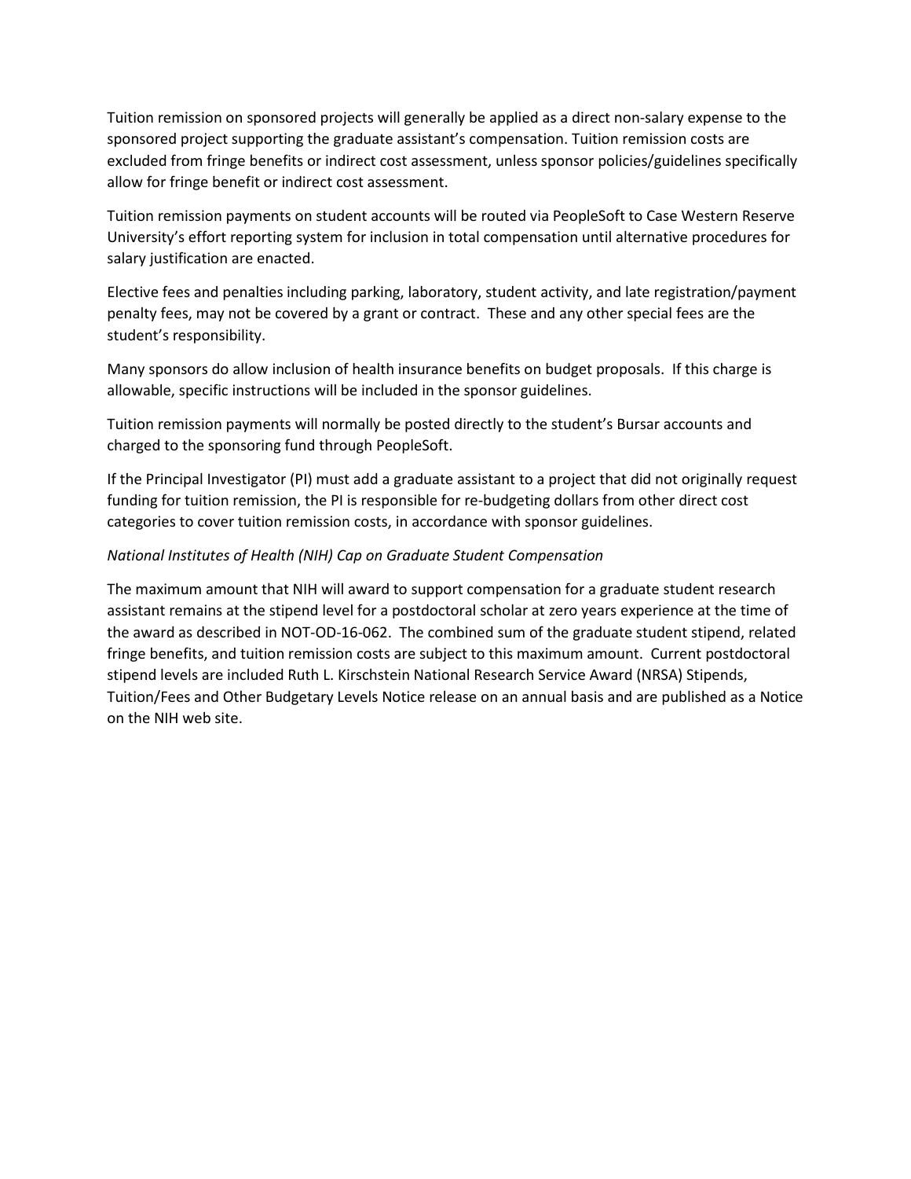Tuition remission on sponsored projects will generally be applied as a direct non-salary expense to the sponsored project supporting the graduate assistant's compensation. Tuition remission costs are excluded from fringe benefits or indirect cost assessment, unless sponsor policies/guidelines specifically allow for fringe benefit or indirect cost assessment.

Tuition remission payments on student accounts will be routed via PeopleSoft to Case Western Reserve University's effort reporting system for inclusion in total compensation until alternative procedures for salary justification are enacted.

Elective fees and penalties including parking, laboratory, student activity, and late registration/payment penalty fees, may not be covered by a grant or contract. These and any other special fees are the student's responsibility.

Many sponsors do allow inclusion of health insurance benefits on budget proposals. If this charge is allowable, specific instructions will be included in the sponsor guidelines.

Tuition remission payments will normally be posted directly to the student's Bursar accounts and charged to the sponsoring fund through PeopleSoft.

If the Principal Investigator (PI) must add a graduate assistant to a project that did not originally request funding for tuition remission, the PI is responsible for re-budgeting dollars from other direct cost categories to cover tuition remission costs, in accordance with sponsor guidelines.

*National Institutes of Health (NIH) Cap on Graduate Student Compensation*

The maximum amount that NIH will award to support compensation for a graduate student research assistant remains at the stipend level for a postdoctoral scholar at zero years experience at the time of the award as described in NOT-OD-16-062. The combined sum of the graduate student stipend, related fringe benefits, and tuition remission costs are subject to this maximum amount. Current postdoctoral stipend levels are included Ruth L. Kirschstein National Research Service Award (NRSA) Stipends, Tuition/Fees and Other Budgetary Levels Notice release on an annual basis and are published as a Notice on the NIH web site.